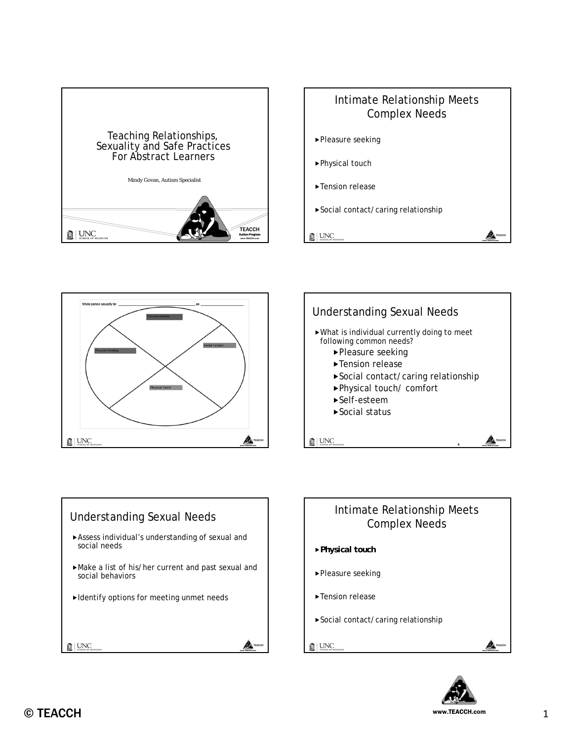# Teaching Relationships, Sexuality and Safe Practices For Abstract Learners

Mindy Govan, Autism Specialist

## Intimate Relationship Meets Complex Needs

- Pleasure seeking
- Physical touch
- Tension release
- Social contact/caring relationship

Whole person sexuality for ______________________ on ______________

- Tension Release
- Social Contact
- Pleasure Seeking
- Physical Touch

## Understanding Sexual Needs

- What is individual currently doing to meet following common needs?
  - Pleasure seeking
  - Tension release
  - Social contact/caring relationship
  - Physical touch/ comfort
  - Self-esteem
  - Social status

## Understanding Sexual Needs

- Assess individual's understanding of sexual and social needs
- Make a list of his/her current and past sexual and social behaviors
- Identify options for meeting unmet needs

## Intimate Relationship Meets Complex Needs

- **Physical touch**
- Pleasure seeking
- Tension release
- Social contact/caring relationship

© TEACCH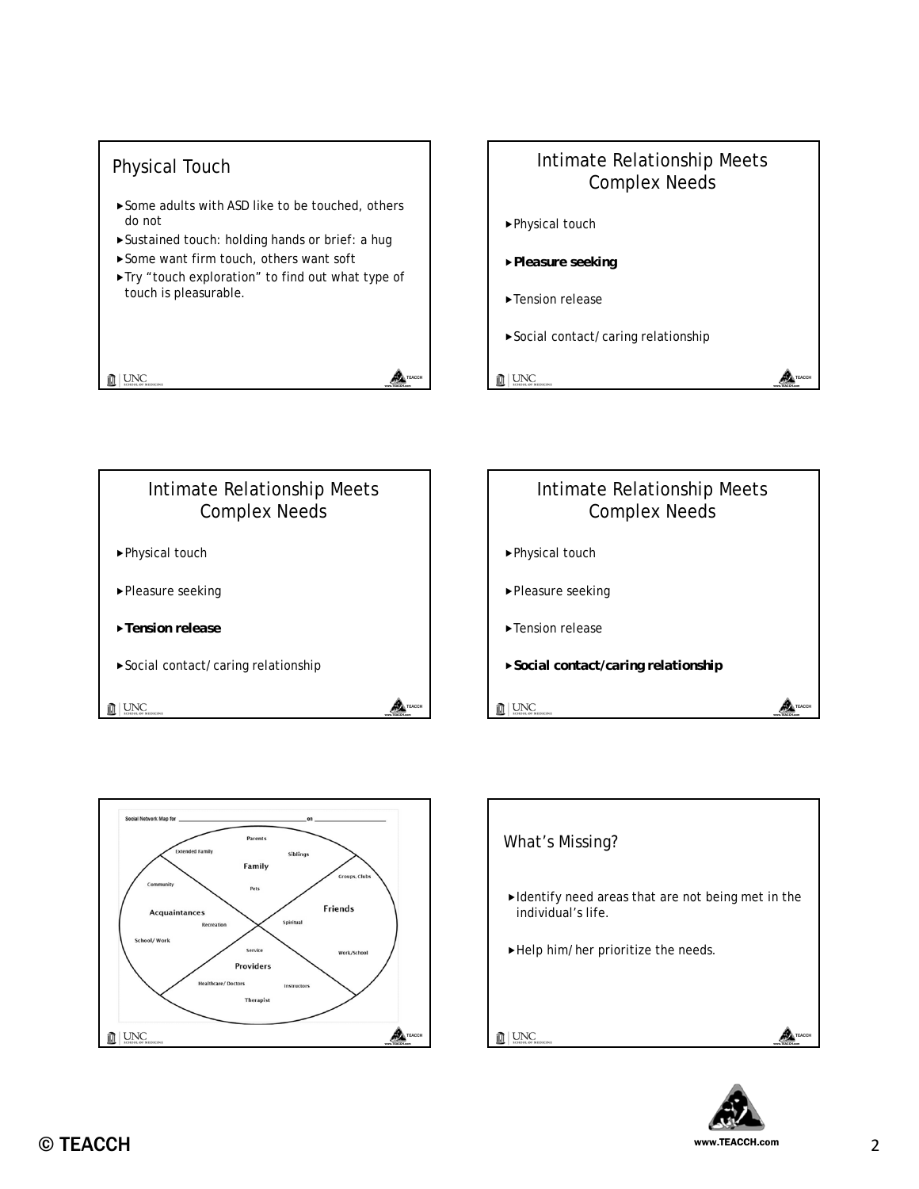## Physical Touch

- Some adults with ASD like to be touched, others do not
- Sustained touch: holding hands or brief: a hug
- Some want firm touch, others want soft
- Try "touch exploration" to find out what type of touch is pleasurable.

## Intimate Relationship Meets Complex Needs

- Physical touch
- ***Pleasure seeking***
- Tension release
- Social contact/caring relationship

## Intimate Relationship Meets Complex Needs

- Physical touch
- Pleasure seeking
- ***Tension release***
- Social contact/caring relationship

## Intimate Relationship Meets Complex Needs

- Physical touch
- Pleasure seeking
- Tension release
- ***Social contact/caring relationship***

Social Network Map for ______________________ on ______________

Family: Parents, Extended Family, Siblings, Pets

Friends: Groups, Clubs, Spiritual, Work/School

Providers: Service, Healthcare/Doctors, Instructors, Therapist

Acquaintances: Community, Recreation, School/Work

## What's Missing?

- Identify need areas that are not being met in the individual's life.
- Help him/her prioritize the needs.

© TEACCH

www.TEACCH.com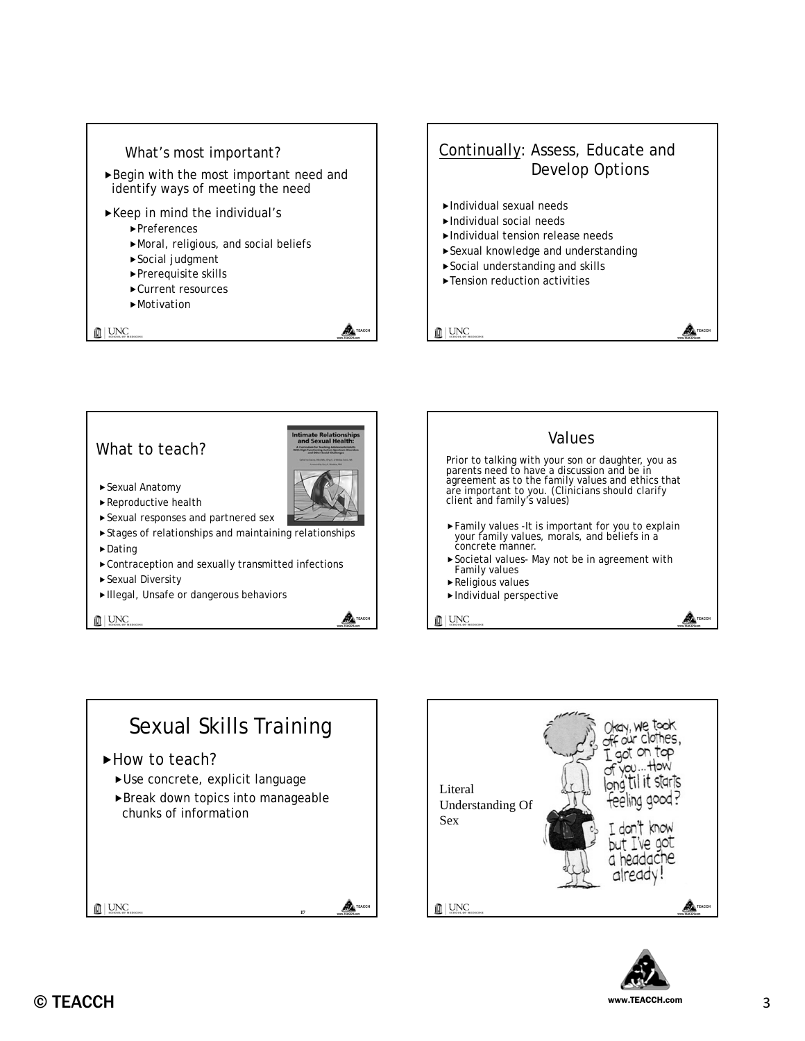## What's most important?

- Begin with the most important need and identify ways of meeting the need
- Keep in mind the individual's
  - Preferences
  - Moral, religious, and social beliefs
  - Social judgment
  - Prerequisite skills
  - Current resources
  - Motivation

## Continually: Assess, Educate and Develop Options

- Individual sexual needs
- Individual social needs
- Individual tension release needs
- Sexual knowledge and understanding
- Social understanding and skills
- Tension reduction activities

## What to teach?

- Sexual Anatomy
- Reproductive health
- Sexual responses and partnered sex
- Stages of relationships and maintaining relationships
- Dating
- Contraception and sexually transmitted infections
- Sexual Diversity
- Illegal, Unsafe or dangerous behaviors

## Values

Prior to talking with your son or daughter, you as parents need to have a discussion and be in agreement as to the family values and ethics that are important to you. (Clinicians should clarify client and family's values)

- Family values -It is important for you to explain your family values, morals, and beliefs in a concrete manner.
- Societal values- May not be in agreement with Family values
- Religious values
- Individual perspective

## Sexual Skills Training

- How to teach?
  - Use concrete, explicit language
  - Break down topics into manageable chunks of information

Literal Understanding Of Sex

© TEACCH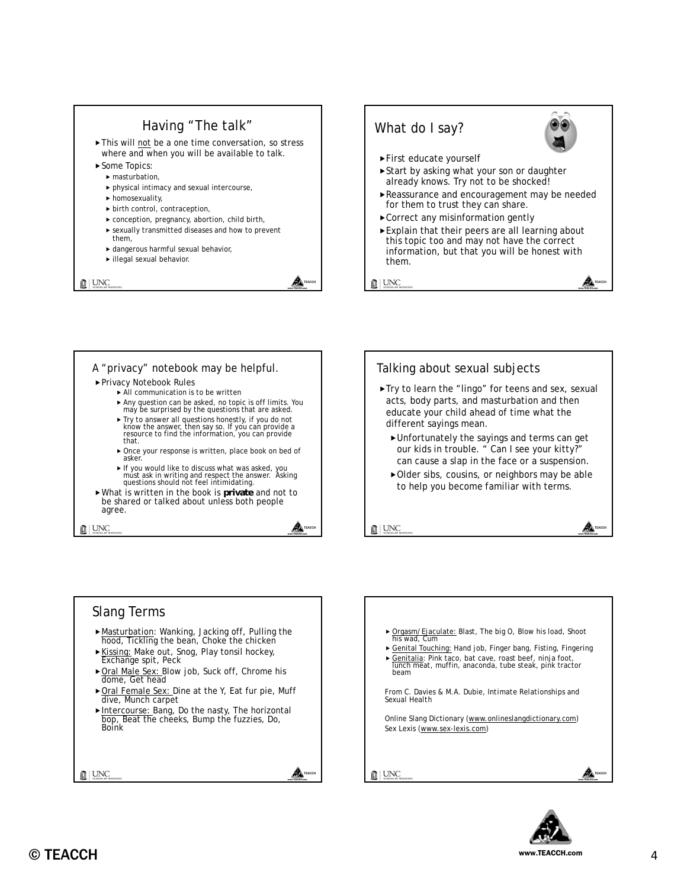## Having "The talk"

- This will not be a one time conversation, so stress where and when you will be available to talk.
- Some Topics:
  - masturbation,
  - physical intimacy and sexual intercourse,
  - homosexuality,
  - birth control, contraception,
  - conception, pregnancy, abortion, child birth,
  - sexually transmitted diseases and how to prevent them,
  - dangerous harmful sexual behavior,
  - illegal sexual behavior.

## What do I say?

- First educate yourself
- Start by asking what your son or daughter already knows. Try not to be shocked!
- Reassurance and encouragement may be needed for them to trust they can share.
- Correct any misinformation gently
- Explain that their peers are all learning about this topic too and may not have the correct information, but that you will be honest with them.

## A "privacy" notebook may be helpful.

- Privacy Notebook Rules
  - All communication is to be written
  - Any question can be asked, no topic is off limits. You may be surprised by the questions that are asked.
  - Try to answer all questions honestly, if you do not know the answer, then say so. If you can provide a resource to find the information, you can provide that.
  - Once your response is written, place book on bed of asker.
  - If you would like to discuss what was asked, you must ask in writing and respect the answer. Asking questions should not feel intimidating.
- What is written in the book is **private** and not to be shared or talked about unless both people agree.

## Talking about sexual subjects

- Try to learn the "lingo" for teens and sex, sexual acts, body parts, and masturbation and then educate your child ahead of time what the different sayings mean.
  - Unfortunately the sayings and terms can get our kids in trouble. " Can I see your kitty?" can cause a slap in the face or a suspension.
  - Older sibs, cousins, or neighbors may be able to help you become familiar with terms.

## Slang Terms

- Masturbation: Wanking, Jacking off, Pulling the hood, Tickling the bean, Choke the chicken
- Kissing: Make out, Snog, Play tonsil hockey, Exchange spit, Peck
- Oral Male Sex: Blow job, Suck off, Chrome his dome, Get head
- Oral Female Sex: Dine at the Y, Eat fur pie, Muff dive, Munch carpet
- Intercourse: Bang, Do the nasty, The horizontal bop, Beat the cheeks, Bump the fuzzies, Do, Boink

- Orgasm/Ejaculate: Blast, The big O, Blow his load, Shoot his wad, Cum
- Genital Touching: Hand job, Finger bang, Fisting, Fingering
- Genitalia: Pink taco, bat cave, roast beef, ninja foot, lunch meat, muffin, anaconda, tube steak, pink tractor beam

From C. Davies & M.A. Dubie, Intimate Relationships and Sexual Health

Online Slang Dictionary (www.onlineslangdictionary.com)
Sex Lexis (www.sex-lexis.com)

© TEACCH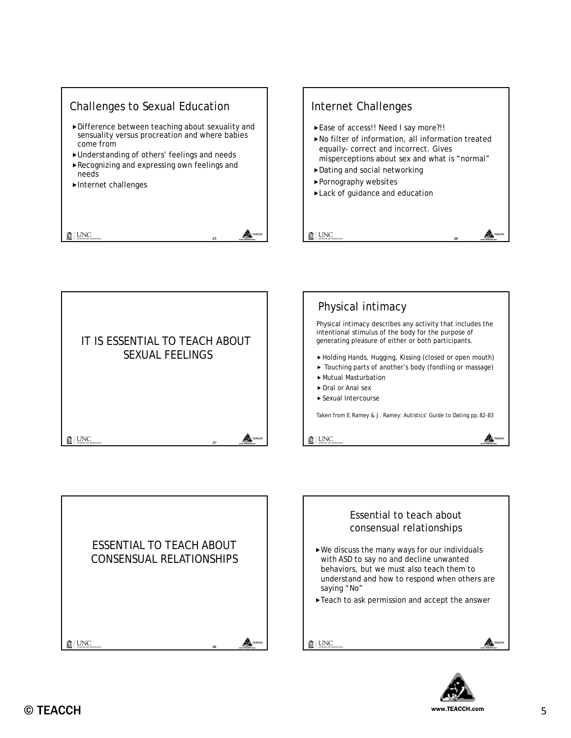## Challenges to Sexual Education

- Difference between teaching about sexuality and sensuality versus procreation and where babies come from
- Understanding of others' feelings and needs
- Recognizing and expressing own feelings and needs
- Internet challenges

## Internet Challenges

- Ease of access!! Need I say more?!!
- No filter of information, all information treated equally- correct and incorrect. Gives misperceptions about sex and what is "normal"
- Dating and social networking
- Pornography websites
- Lack of guidance and education

## IT IS ESSENTIAL TO TEACH ABOUT SEXUAL FEELINGS

## Physical intimacy

Physical intimacy describes any activity that includes the intentional stimulus of the body for the purpose of generating pleasure of either or both participants.

- Holding Hands, Hugging, Kissing (closed or open mouth)
- Touching parts of another's body (fondling or massage)
- Mutual Masturbation
- Oral or Anal sex
- Sexual Intercourse

*Taken from E.Ramey & J. Ramey: Autistics' Guide to Dating pp.82-83*

## ESSENTIAL TO TEACH ABOUT CONSENSUAL RELATIONSHIPS

## Essential to teach about consensual relationships

- We discuss the many ways for our individuals with ASD to say no and decline unwanted behaviors, but we must also teach them to understand and how to respond when others are saying "No"
- Teach to ask permission and accept the answer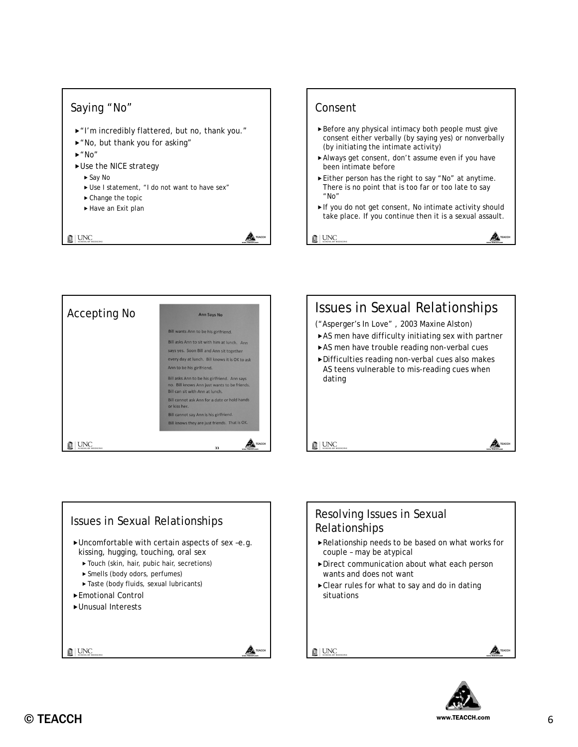## Saying "No"

- "I'm incredibly flattered, but no, thank you."
- "No, but thank you for asking"
- "No"
- Use the NICE strategy
  - Say No
  - Use I statement, "I do not want to have sex"
  - Change the topic
  - Have an Exit plan

## Consent

- Before any physical intimacy both people must give consent either verbally (by saying yes) or nonverbally (by initiating the intimate activity)
- Always get consent, don't assume even if you have been intimate before
- Either person has the right to say "No" at anytime. There is no point that is too far or too late to say "No"
- If you do not get consent, No intimate activity should take place. If you continue then it is a sexual assault.

## Accepting No

**Ann Says No**

Bill wants Ann to be his girlfriend.

Bill asks Ann to sit with him at lunch. Ann says yes. Soon Bill and Ann sit together every day at lunch. Bill knows it is OK to ask Ann to be his girlfriend.

Bill asks Ann to be his girlfriend. Ann says no. Bill knows Ann just wants to be friends. Bill can sit with Ann at lunch.

Bill cannot ask Ann for a date or hold hands or kiss her.

Bill cannot say Ann is his girlfriend.

Bill knows they are just friends. That is OK.

## Issues in Sexual Relationships

("Asperger's In Love", 2003 Maxine Alston)

- AS men have difficulty initiating sex with partner
- AS men have trouble reading non-verbal cues
- Difficulties reading non-verbal cues also makes AS teens vulnerable to mis-reading cues when dating

## Issues in Sexual Relationships

- Uncomfortable with certain aspects of sex –e.g. kissing, hugging, touching, oral sex
  - Touch (skin, hair, pubic hair, secretions)
  - Smells (body odors, perfumes)
  - Taste (body fluids, sexual lubricants)
- Emotional Control
- Unusual Interests

## Resolving Issues in Sexual Relationships

- Relationship needs to be based on what works for couple – may be atypical
- Direct communication about what each person wants and does not want
- Clear rules for what to say and do in dating situations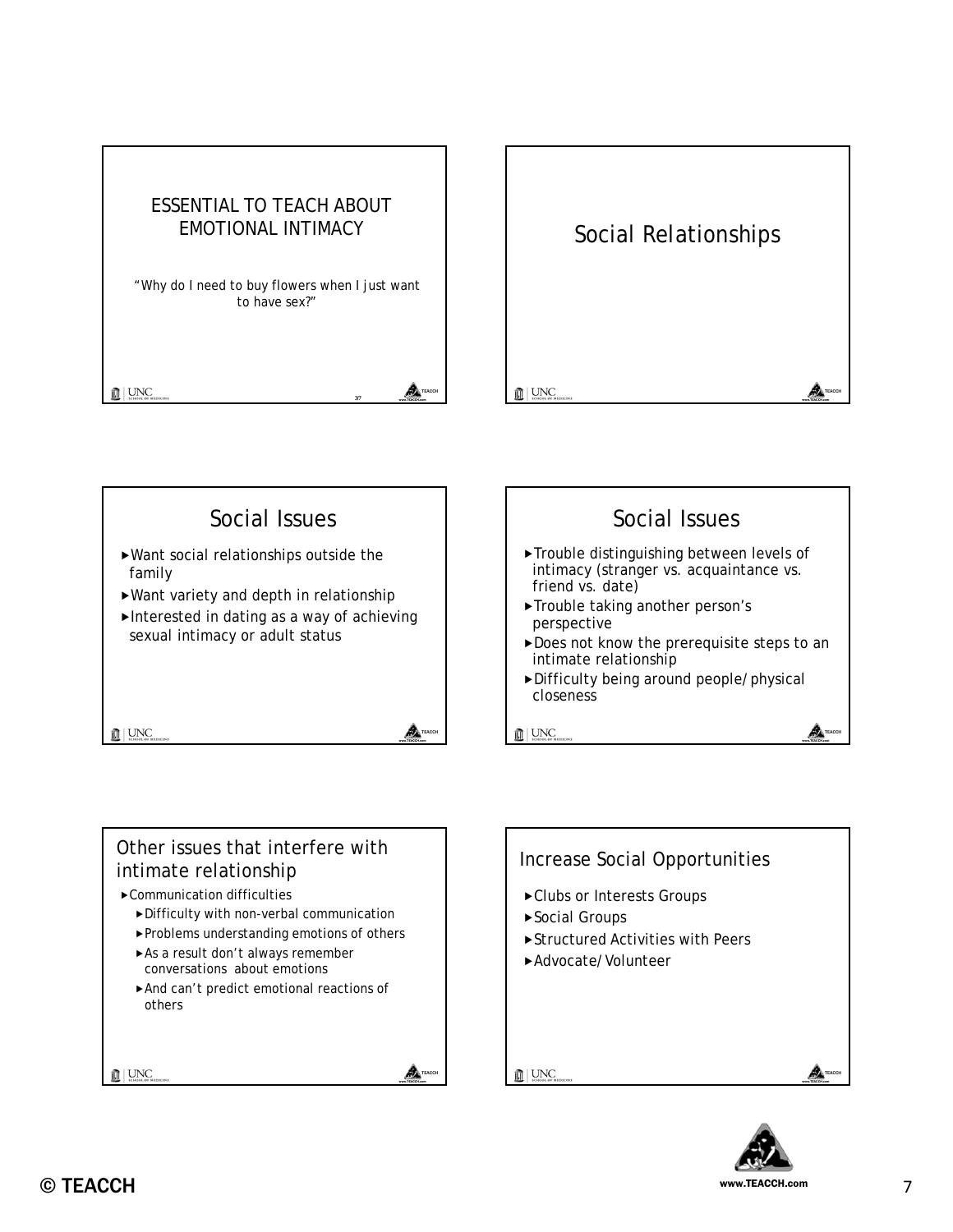## ESSENTIAL TO TEACH ABOUT EMOTIONAL INTIMACY

*"Why do I need to buy flowers when I just want to have sex?"*

# Social Relationships

## Social Issues

- Want social relationships outside the family
- Want variety and depth in relationship
- Interested in dating as a way of achieving sexual intimacy or adult status

## Social Issues

- Trouble distinguishing between levels of intimacy (stranger vs. acquaintance vs. friend vs. date)
- Trouble taking another person's perspective
- Does not know the prerequisite steps to an intimate relationship
- Difficulty being around people/physical closeness

## Other issues that interfere with intimate relationship

- Communication difficulties
  - Difficulty with non-verbal communication
  - Problems understanding emotions of others
  - As a result don't always remember conversations about emotions
  - And can't predict emotional reactions of others

## Increase Social Opportunities

- Clubs or Interests Groups
- Social Groups
- Structured Activities with Peers
- Advocate/Volunteer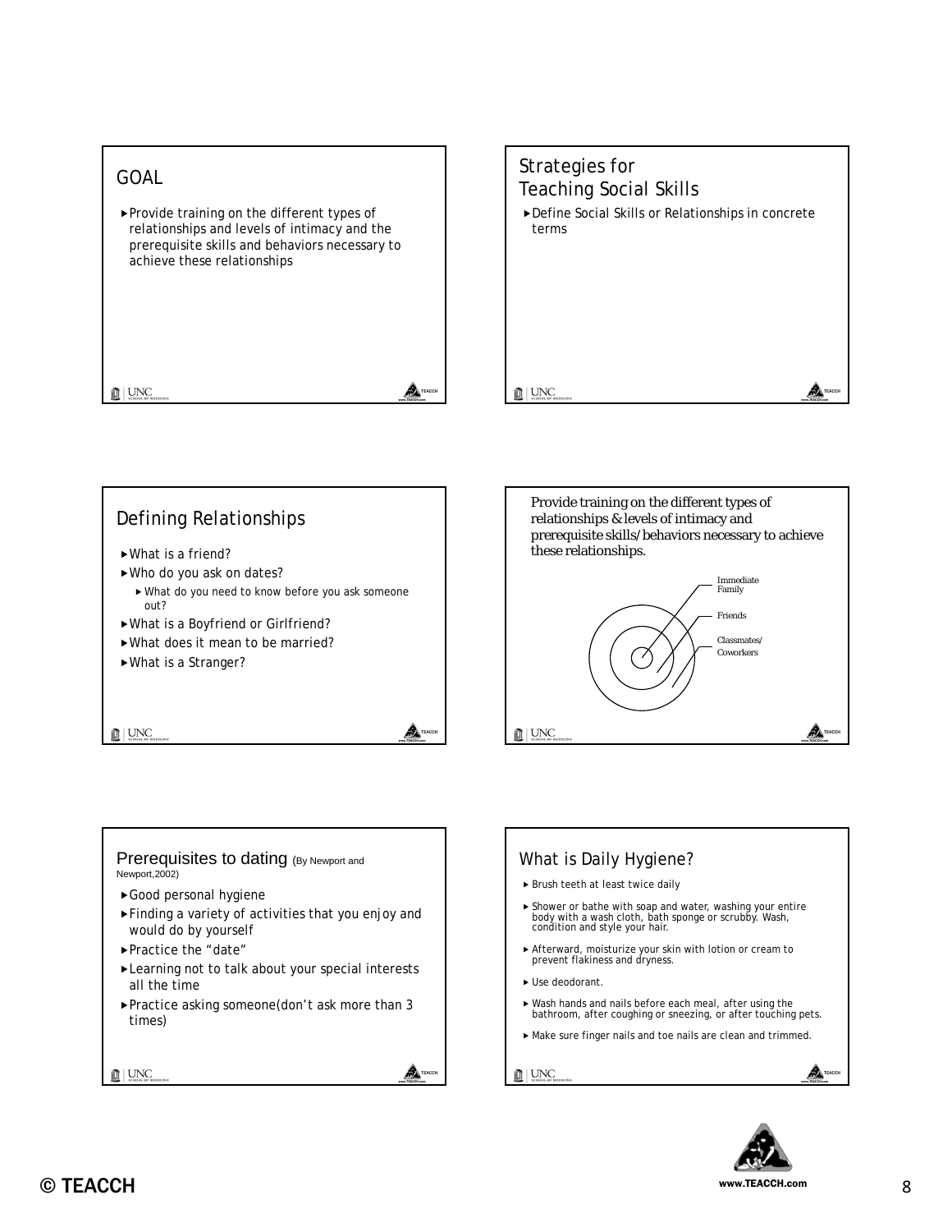## GOAL

- Provide training on the different types of relationships and levels of intimacy and the prerequisite skills and behaviors necessary to achieve these relationships

## Strategies for Teaching Social Skills

- Define Social Skills or Relationships in concrete terms

## Defining Relationships

- What is a friend?
- Who do you ask on dates?
  - What do you need to know before you ask someone out?
- What is a Boyfriend or Girlfriend?
- What does it mean to be married?
- What is a Stranger?

Provide training on the different types of relationships & levels of intimacy and prerequisite skills/behaviors necessary to achieve these relationships.

Immediate Family

Friends

Classmates/ Coworkers

## Prerequisites to dating (By Newport and Newport,2002)

- Good personal hygiene
- Finding a variety of activities that you enjoy and would do by yourself
- Practice the "date"
- Learning not to talk about your special interests all the time
- Practice asking someone(don't ask more than 3 times)

## What is Daily Hygiene?

- Brush teeth at least twice daily
- Shower or bathe with soap and water, washing your entire body with a wash cloth, bath sponge or scrubby. Wash, condition and style your hair.
- Afterward, moisturize your skin with lotion or cream to prevent flakiness and dryness.
- Use deodorant.
- Wash hands and nails before each meal, after using the bathroom, after coughing or sneezing, or after touching pets.
- Make sure finger nails and toe nails are clean and trimmed.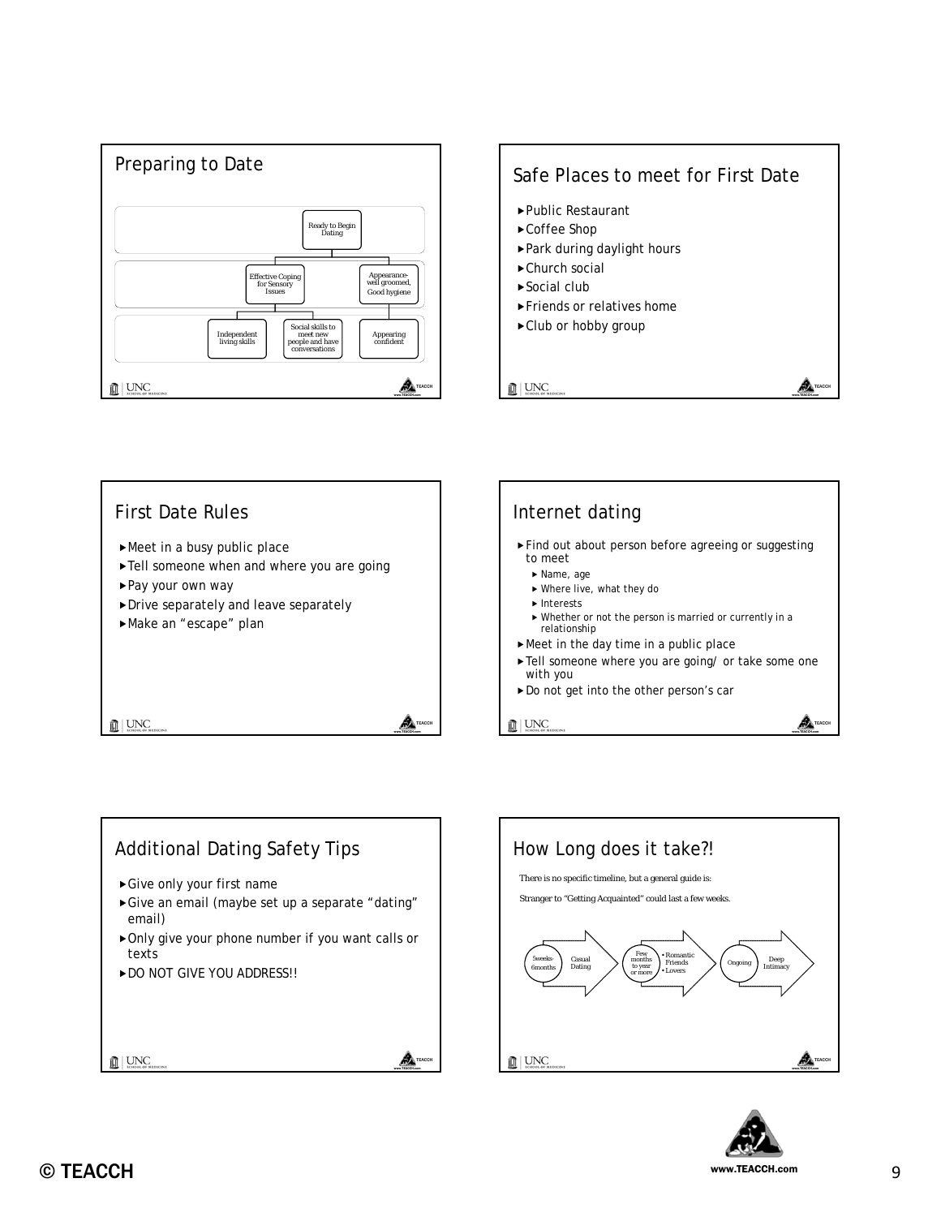## Preparing to Date

- Ready to Begin Dating
  - Effective Coping for Sensory Issues
    - Independent living skills
    - Social skills to meet new people and have conversations
  - Appearance- well groomed, Good hygiene
    - Appearing confident

## Safe Places to meet for First Date

- Public Restaurant
- Coffee Shop
- Park during daylight hours
- Church social
- Social club
- Friends or relatives home
- Club or hobby group

## First Date Rules

- Meet in a busy public place
- Tell someone when and where you are going
- Pay your own way
- Drive separately and leave separately
- Make an "escape" plan

## Internet dating

- Find out about person before agreeing or suggesting to meet
  - Name, age
  - Where live, what they do
  - Interests
  - Whether or not the person is married or currently in a relationship
- Meet in the day time in a public place
- Tell someone where you are going/ or take some one with you
- Do not get into the other person's car

## Additional Dating Safety Tips

- Give only your first name
- Give an email (maybe set up a separate "dating" email)
- Only give your phone number if you want calls or texts
- DO NOT GIVE YOU ADDRESS!!

## How Long does it take?!

There is no specific timeline, but a general guide is:

Stranger to "Getting Acquainted" could last a few weeks.

- 5weeks-6months: Casual Dating
- Few months to year or more: • Romantic Friends • Lovers
- Ongoing: Deep Intimacy

© TEACCH

www.TEACCH.com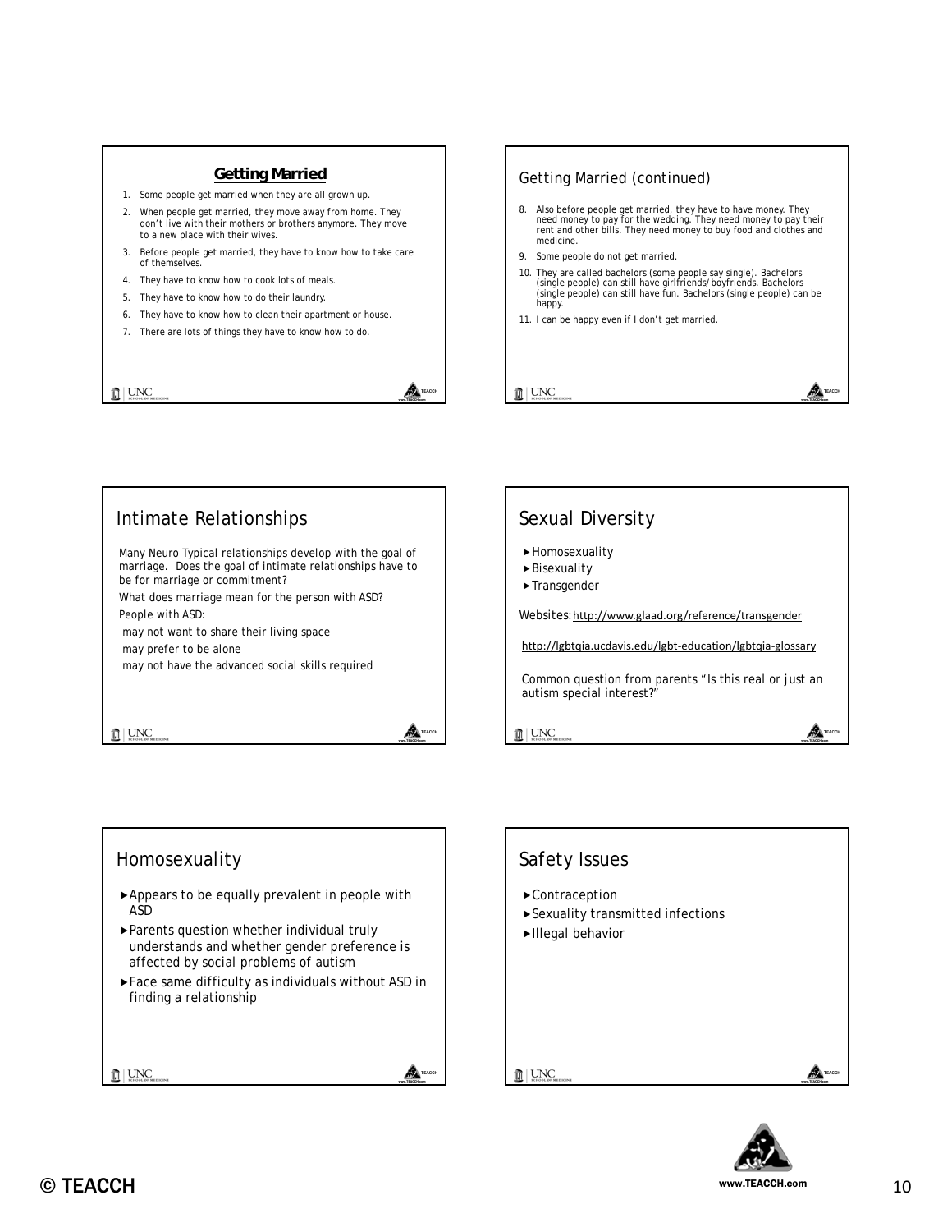## Getting Married

1. Some people get married when they are all grown up.
2. When people get married, they move away from home. They don't live with their mothers or brothers anymore. They move to a new place with their wives.
3. Before people get married, they have to know how to take care of themselves.
4. They have to know how to cook lots of meals.
5. They have to know how to do their laundry.
6. They have to know how to clean their apartment or house.
7. There are lots of things they have to know how to do.

## Getting Married (continued)

8. Also before people get married, they have to have money. They need money to pay for the wedding. They need money to pay their rent and other bills. They need money to buy food and clothes and medicine.
9. Some people do not get married.
10. They are called bachelors (some people say single). Bachelors (single people) can still have girlfriends/boyfriends. Bachelors (single people) can still have fun. Bachelors (single people) can be happy.
11. I can be happy even if I don't get married.

## Intimate Relationships

Many Neuro Typical relationships develop with the goal of marriage. Does the goal of intimate relationships have to be for marriage or commitment?

What does marriage mean for the person with ASD?

People with ASD:

may not want to share their living space

may prefer to be alone

may not have the advanced social skills required

## Sexual Diversity

- Homosexuality
- Bisexuality
- Transgender

Websites: http://www.glaad.org/reference/transgender

http://lgbtqia.ucdavis.edu/lgbt-education/lgbtqia-glossary

Common question from parents "Is this real or just an autism special interest?"

## Homosexuality

- Appears to be equally prevalent in people with ASD
- Parents question whether individual truly understands and whether gender preference is affected by social problems of autism
- Face same difficulty as individuals without ASD in finding a relationship

## Safety Issues

- Contraception
- Sexuality transmitted infections
- Illegal behavior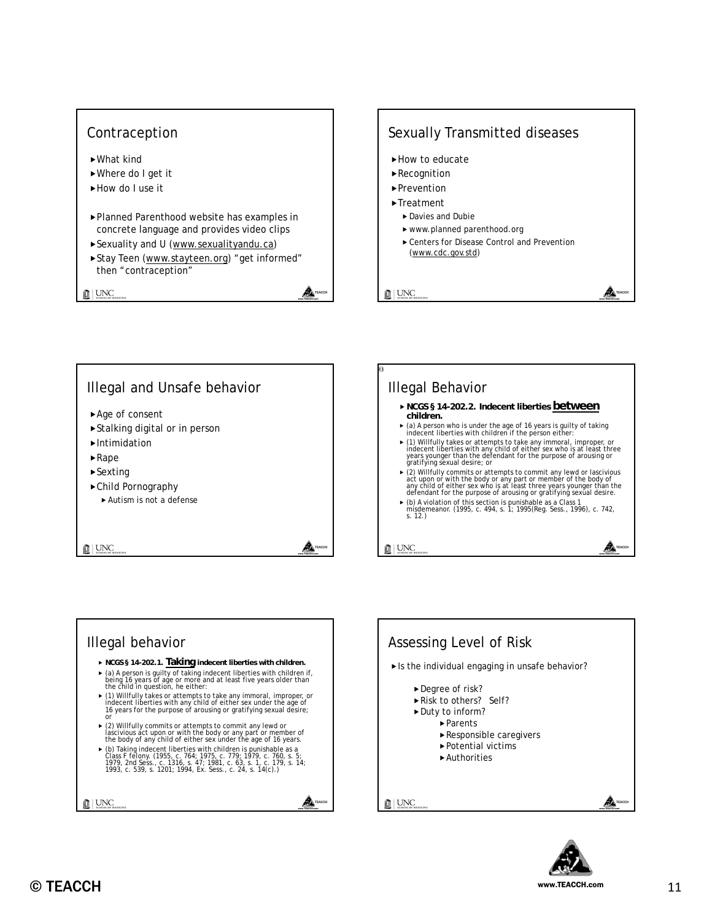## Contraception

- What kind
- Where do I get it
- How do I use it

- Planned Parenthood website has examples in concrete language and provides video clips
- Sexuality and U (www.sexualityandu.ca)
- Stay Teen (www.stayteen.org) "get informed" then "contraception"

## Sexually Transmitted diseases

- How to educate
- Recognition
- Prevention
- Treatment
  - Davies and Dubie
  - www.planned parenthood.org
  - Centers for Disease Control and Prevention (www.cdc.gov.std)

## Illegal and Unsafe behavior

- Age of consent
- Stalking digital or in person
- Intimidation
- Rape
- Sexting
- Child Pornography
  - Autism is not a defense

## Illegal Behavior

- **NCGS § 14-202.2. Indecent liberties between children.**
- (a) A person who is under the age of 16 years is guilty of taking indecent liberties with children if the person either:
- (1) Willfully takes or attempts to take any immoral, improper, or indecent liberties with any child of either sex who is at least three years younger than the defendant for the purpose of arousing or gratifying sexual desire; or
- (2) Willfully commits or attempts to commit any lewd or lascivious act upon or with the body or any part or member of the body of any child of either sex who is at least three years younger than the defendant for the purpose of arousing or gratifying sexual desire.
- (b) A violation of this section is punishable as a Class 1 misdemeanor. (1995, c. 494, s. 1; 1995(Reg. Sess., 1996), c. 742, s. 12.)

## Illegal behavior

- **NCGS § 14-202.1. Taking indecent liberties with children.**
- (a) A person is guilty of taking indecent liberties with children if, being 16 years of age or more and at least five years older than the child in question, he either:
- (1) Willfully takes or attempts to take any immoral, improper, or indecent liberties with any child of either sex under the age of 16 years for the purpose of arousing or gratifying sexual desire; or
- (2) Willfully commits or attempts to commit any lewd or lascivious act upon or with the body or any part or member of the body of any child of either sex under the age of 16 years.
- (b) Taking indecent liberties with children is punishable as a Class F felony. (1955, c. 764; 1975, c. 779; 1979, c. 760, s. 5; 1979, 2nd Sess., c. 1316, s. 47; 1981, c. 63, s. 1, c. 179, s. 14; 1993, c. 539, s. 1201; 1994, Ex. Sess., c. 24, s. 14(c).)

## Assessing Level of Risk

- Is the individual engaging in unsafe behavior?
  - Degree of risk?
  - Risk to others? Self?
  - Duty to inform?
    - Parents
    - Responsible caregivers
    - Potential victims
    - Authorities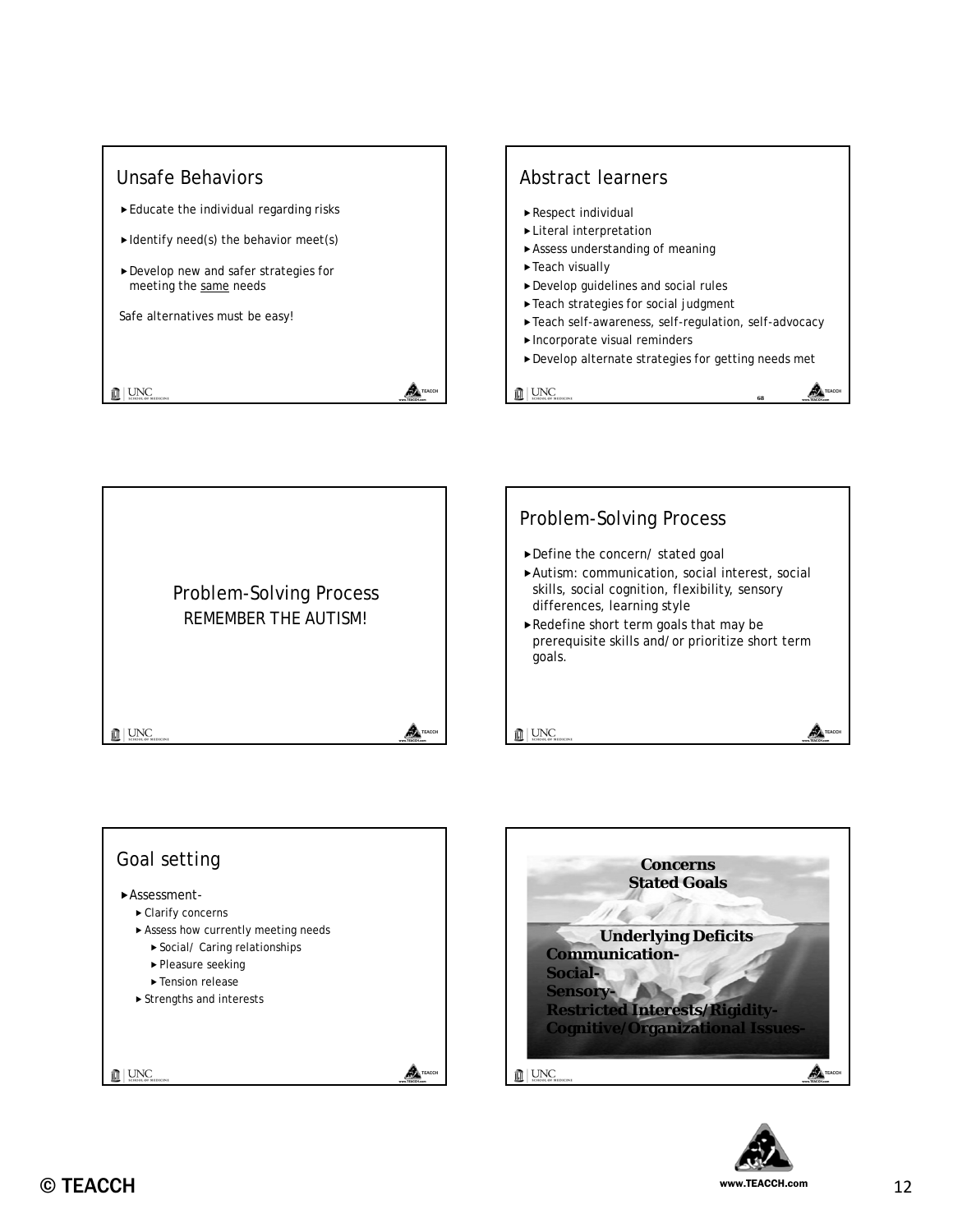## Unsafe Behaviors

- Educate the individual regarding risks
- Identify need(s) the behavior meet(s)
- Develop new and safer strategies for meeting the same needs

Safe alternatives must be easy!

## Abstract learners

- Respect individual
- Literal interpretation
- Assess understanding of meaning
- Teach visually
- Develop guidelines and social rules
- Teach strategies for social judgment
- Teach self-awareness, self-regulation, self-advocacy
- Incorporate visual reminders
- Develop alternate strategies for getting needs met

## Problem-Solving Process

REMEMBER THE AUTISM!

## Problem-Solving Process

- Define the concern/ stated goal
- Autism: communication, social interest, social skills, social cognition, flexibility, sensory differences, learning style
- Redefine short term goals that may be prerequisite skills and/or prioritize short term goals.

## Goal setting

- Assessment-
  - Clarify concerns
  - Assess how currently meeting needs
    - Social/ Caring relationships
    - Pleasure seeking
    - Tension release
  - Strengths and interests

**Concerns**
**Stated Goals**

**Underlying Deficits**
**Communication-**
**Social-**
**Sensory-**
**Restricted Interests/Rigidity-**
**Cognitive/Organizational Issues-**

© TEACCH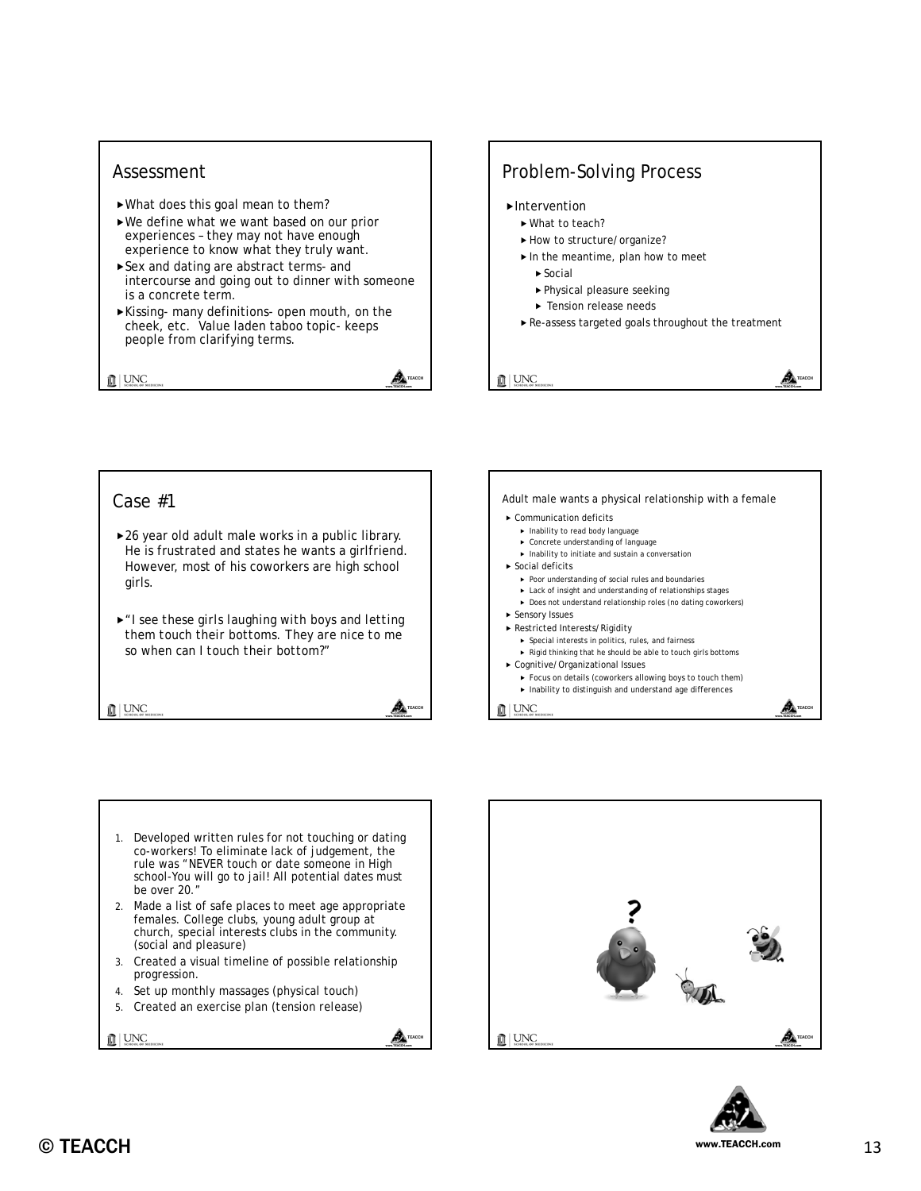## Assessment

- What does this goal mean to them?
- We define what we want based on our prior experiences – they may not have enough experience to know what they truly want.
- Sex and dating are abstract terms- and intercourse and going out to dinner with someone is a concrete term.
- Kissing- many definitions- open mouth, on the cheek, etc. Value laden taboo topic- keeps people from clarifying terms.

## Problem-Solving Process

- Intervention
  - What to teach?
  - How to structure/organize?
  - In the meantime, plan how to meet
    - Social
    - Physical pleasure seeking
    - Tension release needs
  - Re-assess targeted goals throughout the treatment

## Case #1

- 26 year old adult male works in a public library. He is frustrated and states he wants a girlfriend. However, most of his coworkers are high school girls.
- "I see these girls laughing with boys and letting them touch their bottoms. They are nice to me so when can I touch their bottom?"

Adult male wants a physical relationship with a female

- Communication deficits
  - Inability to read body language
  - Concrete understanding of language
  - Inability to initiate and sustain a conversation
- Social deficits
  - Poor understanding of social rules and boundaries
  - Lack of insight and understanding of relationships stages
  - Does not understand relationship roles (no dating coworkers)
- Sensory Issues
- Restricted Interests/Rigidity
  - Special interests in politics, rules, and fairness
  - Rigid thinking that he should be able to touch girls bottoms
- Cognitive/Organizational Issues
  - Focus on details (coworkers allowing boys to touch them)
  - Inability to distinguish and understand age differences

1. Developed written rules for not touching or dating co-workers! To eliminate lack of judgement, the rule was "NEVER touch or date someone in High school-You will go to jail! All potential dates must be over 20."
2. Made a list of safe places to meet age appropriate females. College clubs, young adult group at church, special interests clubs in the community. (social and pleasure)
3. Created a visual timeline of possible relationship progression.
4. Set up monthly massages (physical touch)
5. Created an exercise plan (tension release)

© TEACCH

www.TEACCH.com